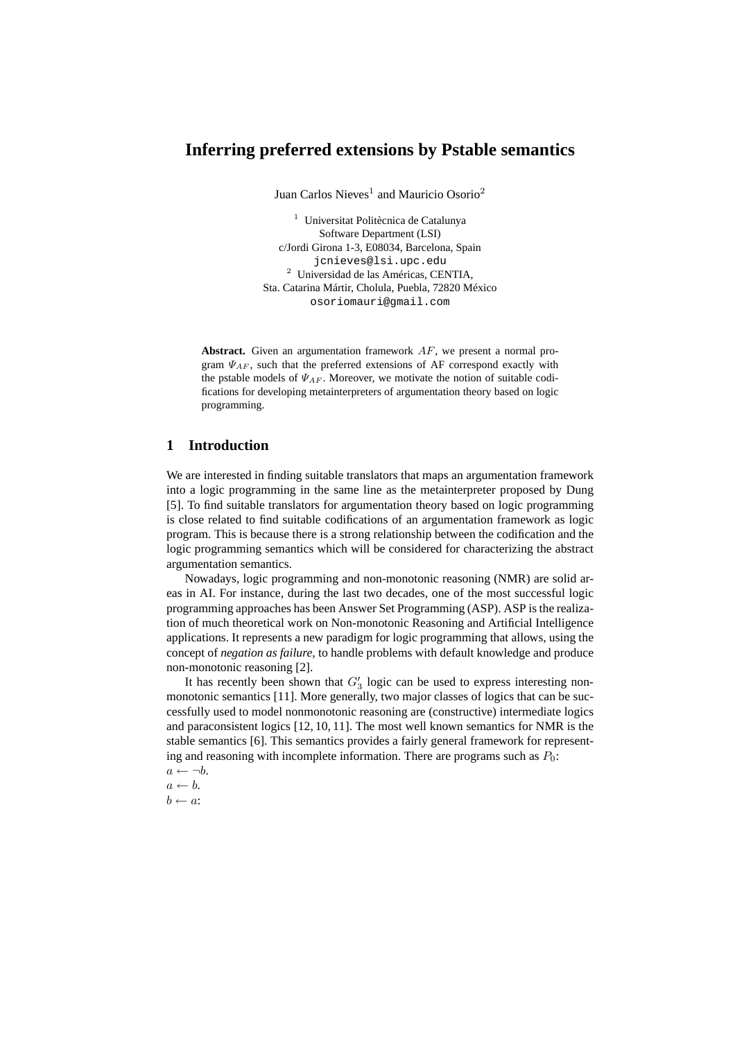# Inferring preferred extensions by Pstable semantics

Juan Carlos Nieves[1] and Mauricio Osorio[2]

[1] Universitat Politècnica de Catalunya
Software Department (LSI)
c/Jordi Girona 1-3, E08034, Barcelona, Spain
jcnieves@lsi.upc.edu
[2] Universidad de las Américas, CENTIA,
Sta. Catarina Mártir, Cholula, Puebla, 72820 México
osoriomauri@gmail.com

**Abstract.** Given an argumentation framework $AF$, we present a normal program $\Psi_{AF}$, such that the preferred extensions of AF correspond exactly with the pstable models of $\Psi_{AF}$. Moreover, we motivate the notion of suitable codifications for developing metainterpreters of argumentation theory based on logic programming.

## 1 Introduction

We are interested in finding suitable translators that maps an argumentation framework into a logic programming in the same line as the metainterpreter proposed by Dung [5]. To find suitable translators for argumentation theory based on logic programming is close related to find suitable codifications of an argumentation framework as logic program. This is because there is a strong relationship between the codification and the logic programming semantics which will be considered for characterizing the abstract argumentation semantics.

Nowadays, logic programming and non-monotonic reasoning (NMR) are solid areas in AI. For instance, during the last two decades, one of the most successful logic programming approaches has been Answer Set Programming (ASP). ASP is the realization of much theoretical work on Non-monotonic Reasoning and Artificial Intelligence applications. It represents a new paradigm for logic programming that allows, using the concept of *negation as failure*, to handle problems with default knowledge and produce non-monotonic reasoning [2].

It has recently been shown that $G'_3$ logic can be used to express interesting non-monotonic semantics [11]. More generally, two major classes of logics that can be successfully used to model nonmonotonic reasoning are (constructive) intermediate logics and paraconsistent logics [12, 10, 11]. The most well known semantics for NMR is the stable semantics [6]. This semantics provides a fairly general framework for representing and reasoning with incomplete information. There are programs such as $P_0$:
$a \leftarrow \neg b.$
$a \leftarrow b.$
$b \leftarrow a:$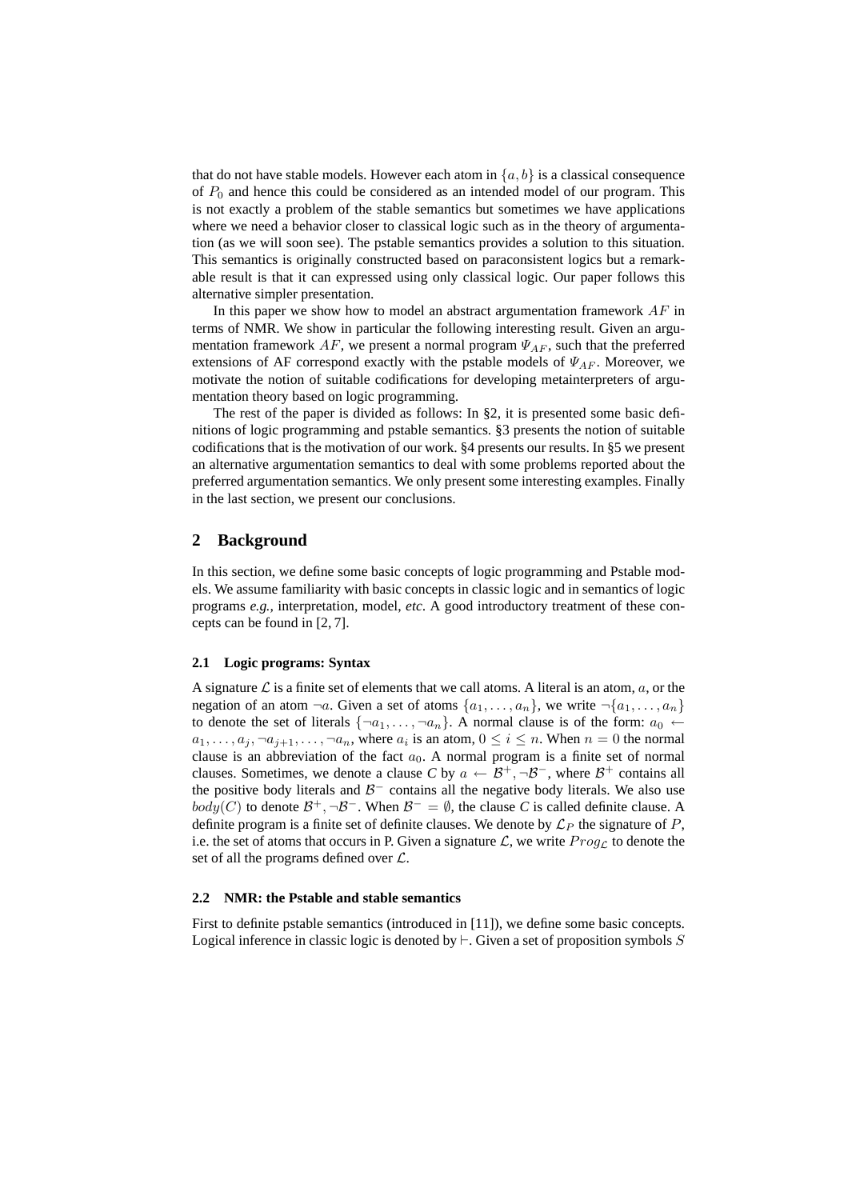that do not have stable models. However each atom in $\{a, b\}$ is a classical consequence of $P_0$ and hence this could be considered as an intended model of our program. This is not exactly a problem of the stable semantics but sometimes we have applications where we need a behavior closer to classical logic such as in the theory of argumentation (as we will soon see). The pstable semantics provides a solution to this situation. This semantics is originally constructed based on paraconsistent logics but a remarkable result is that it can expressed using only classical logic. Our paper follows this alternative simpler presentation.

In this paper we show how to model an abstract argumentation framework $AF$ in terms of NMR. We show in particular the following interesting result. Given an argumentation framework $AF$, we present a normal program $\Psi_{AF}$, such that the preferred extensions of AF correspond exactly with the pstable models of $\Psi_{AF}$. Moreover, we motivate the notion of suitable codifications for developing metainterpreters of argumentation theory based on logic programming.

The rest of the paper is divided as follows: In §2, it is presented some basic definitions of logic programming and pstable semantics. §3 presents the notion of suitable codifications that is the motivation of our work. §4 presents our results. In §5 we present an alternative argumentation semantics to deal with some problems reported about the preferred argumentation semantics. We only present some interesting examples. Finally in the last section, we present our conclusions.

## 2 Background

In this section, we define some basic concepts of logic programming and Pstable models. We assume familiarity with basic concepts in classic logic and in semantics of logic programs *e.g.,* interpretation, model, *etc*. A good introductory treatment of these concepts can be found in [2, 7].

### 2.1 Logic programs: Syntax

A signature $\mathcal{L}$ is a finite set of elements that we call atoms. A literal is an atom, $a$, or the negation of an atom $\neg a$. Given a set of atoms $\{a_1, \ldots, a_n\}$, we write $\neg\{a_1, \ldots, a_n\}$ to denote the set of literals $\{\neg a_1, \ldots, \neg a_n\}$. A normal clause is of the form: $a_0 \leftarrow a_1, \ldots, a_j, \neg a_{j+1}, \ldots, \neg a_n$, where $a_i$ is an atom, $0 \leq i \leq n$. When $n = 0$ the normal clause is an abbreviation of the fact $a_0$. A normal program is a finite set of normal clauses. Sometimes, we denote a clause *C* by $a \leftarrow \mathcal{B}^+, \neg\mathcal{B}^-$, where $\mathcal{B}^+$ contains all the positive body literals and $\mathcal{B}^-$ contains all the negative body literals. We also use $body(C)$ to denote $\mathcal{B}^+, \neg\mathcal{B}^-$. When $\mathcal{B}^- = \emptyset$, the clause *C* is called definite clause. A definite program is a finite set of definite clauses. We denote by $\mathcal{L}_P$ the signature of $P$, i.e. the set of atoms that occurs in P. Given a signature $\mathcal{L}$, we write $Prog_{\mathcal{L}}$ to denote the set of all the programs defined over $\mathcal{L}$.

### 2.2 NMR: the Pstable and stable semantics

First to definite pstable semantics (introduced in [11]), we define some basic concepts. Logical inference in classic logic is denoted by $\vdash$. Given a set of proposition symbols $S$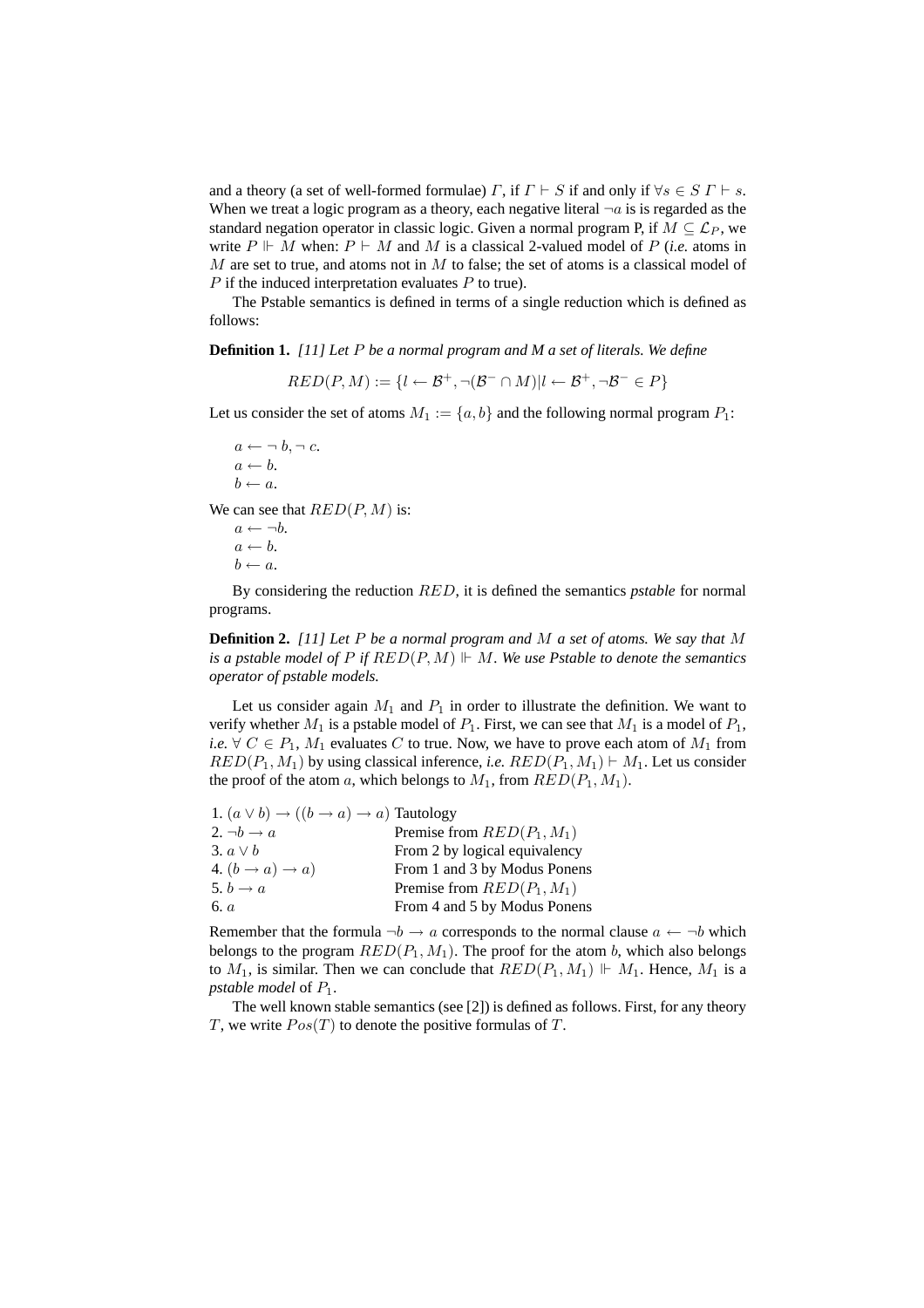and a theory (a set of well-formed formulae) $\Gamma$, if $\Gamma \vdash S$ if and only if $\forall s \in S\ \Gamma \vdash s$. When we treat a logic program as a theory, each negative literal $\neg a$ is is regarded as the standard negation operator in classic logic. Given a normal program P, if $M \subseteq \mathcal{L}_P$, we write $P \Vdash M$ when: $P \vdash M$ and $M$ is a classical 2-valued model of $P$ (*i.e.* atoms in $M$ are set to true, and atoms not in $M$ to false; the set of atoms is a classical model of $P$ if the induced interpretation evaluates $P$ to true).

The Pstable semantics is defined in terms of a single reduction which is defined as follows:

**Definition 1.** *[11] Let $P$ be a normal program and M a set of literals. We define*

$$RED(P, M) := \{l \leftarrow \mathcal{B}^+, \neg(\mathcal{B}^- \cap M) | l \leftarrow \mathcal{B}^+, \neg\mathcal{B}^- \in P\}$$

Let us consider the set of atoms $M_1 := \{a, b\}$ and the following normal program $P_1$:

$a \leftarrow \neg\, b, \neg\, c.$
$a \leftarrow b.$
$b \leftarrow a.$

We can see that $RED(P, M)$ is:

$a \leftarrow \neg b.$
$a \leftarrow b.$
$b \leftarrow a.$

By considering the reduction $RED$, it is defined the semantics *pstable* for normal programs.

**Definition 2.** *[11] Let $P$ be a normal program and $M$ a set of atoms. We say that $M$ is a pstable model of $P$ if $RED(P, M) \Vdash M$. We use Pstable to denote the semantics operator of pstable models.*

Let us consider again $M_1$ and $P_1$ in order to illustrate the definition. We want to verify whether $M_1$ is a pstable model of $P_1$. First, we can see that $M_1$ is a model of $P_1$, *i.e.* $\forall\ C \in P_1$, $M_1$ evaluates $C$ to true. Now, we have to prove each atom of $M_1$ from $RED(P_1, M_1)$ by using classical inference, *i.e.* $RED(P_1, M_1) \vdash M_1$. Let us consider the proof of the atom $a$, which belongs to $M_1$, from $RED(P_1, M_1)$.

| | |
|---|---|
| 1. $(a \vee b) \rightarrow ((b \rightarrow a) \rightarrow a)$ | Tautology |
| 2. $\neg b \rightarrow a$ | Premise from $RED(P_1, M_1)$ |
| 3. $a \vee b$ | From 2 by logical equivalency |
| 4. $(b \rightarrow a) \rightarrow a)$ | From 1 and 3 by Modus Ponens |
| 5. $b \rightarrow a$ | Premise from $RED(P_1, M_1)$ |
| 6. $a$ | From 4 and 5 by Modus Ponens |

Remember that the formula $\neg b \rightarrow a$ corresponds to the normal clause $a \leftarrow \neg b$ which belongs to the program $RED(P_1, M_1)$. The proof for the atom $b$, which also belongs to $M_1$, is similar. Then we can conclude that $RED(P_1, M_1) \Vdash M_1$. Hence, $M_1$ is a *pstable model* of $P_1$.

The well known stable semantics (see [2]) is defined as follows. First, for any theory $T$, we write $Pos(T)$ to denote the positive formulas of $T$.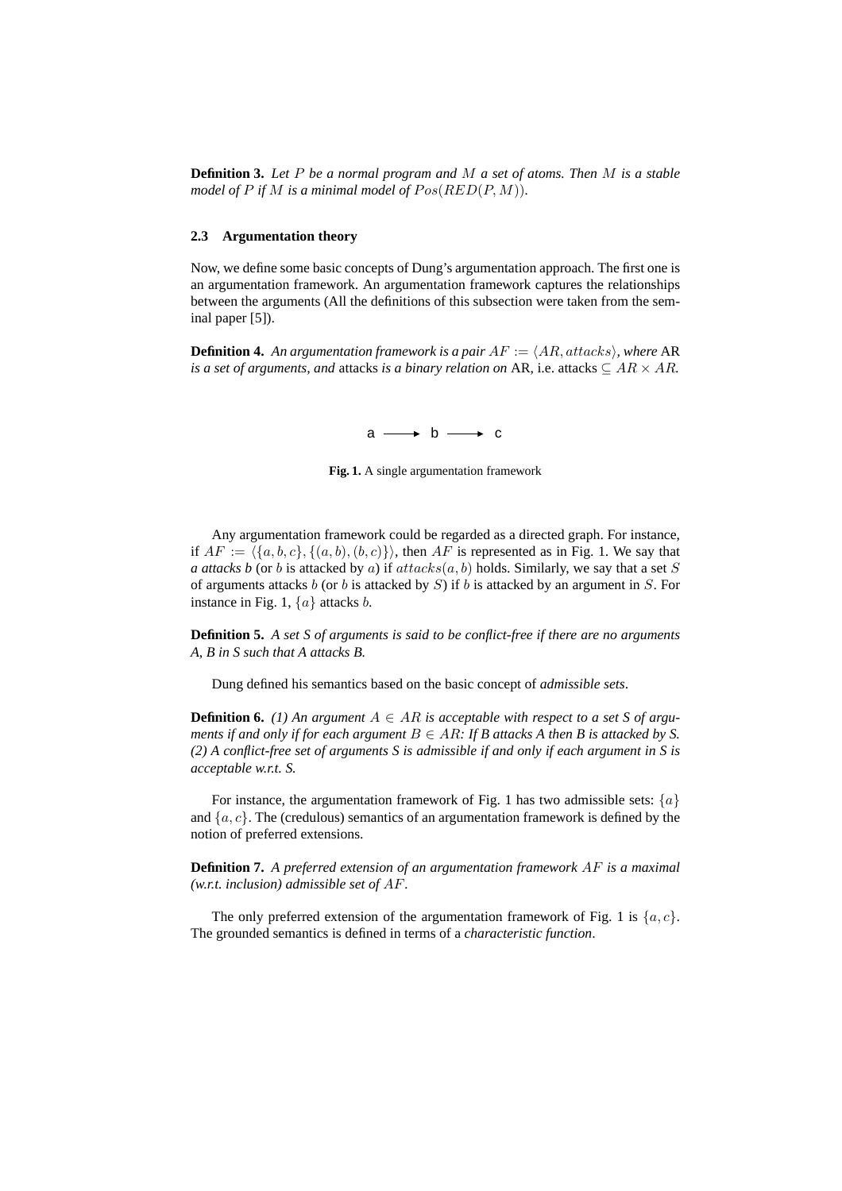**Definition 3.** *Let $P$ be a normal program and $M$ a set of atoms. Then $M$ is a stable model of $P$ if $M$ is a minimal model of $Pos(RED(P, M))$.*

### 2.3 Argumentation theory

Now, we define some basic concepts of Dung's argumentation approach. The first one is an argumentation framework. An argumentation framework captures the relationships between the arguments (All the definitions of this subsection were taken from the seminal paper [5]).

**Definition 4.** *An argumentation framework is a pair $AF := \langle AR, attacks \rangle$, where* AR *is a set of arguments, and* attacks *is a binary relation on* AR, i.e. attacks $\subseteq AR \times AR$.

$$a \longrightarrow b \longrightarrow c$$

**Fig. 1.** A single argumentation framework

Any argumentation framework could be regarded as a directed graph. For instance, if $AF := \langle \{a, b, c\}, \{(a, b), (b, c)\} \rangle$, then $AF$ is represented as in Fig. 1. We say that *a attacks b* (or $b$ is attacked by $a$) if $attacks(a, b)$ holds. Similarly, we say that a set $S$ of arguments attacks $b$ (or $b$ is attacked by $S$) if $b$ is attacked by an argument in $S$. For instance in Fig. 1, $\{a\}$ attacks $b$.

**Definition 5.** *A set S of arguments is said to be conflict-free if there are no arguments A, B in S such that A attacks B.*

Dung defined his semantics based on the basic concept of *admissible sets*.

**Definition 6.** *(1) An argument $A \in AR$ is acceptable with respect to a set S of arguments if and only if for each argument $B \in AR$: If B attacks A then B is attacked by S. (2) A conflict-free set of arguments S is admissible if and only if each argument in S is acceptable w.r.t. S.*

For instance, the argumentation framework of Fig. 1 has two admissible sets: $\{a\}$ and $\{a, c\}$. The (credulous) semantics of an argumentation framework is defined by the notion of preferred extensions.

**Definition 7.** *A preferred extension of an argumentation framework $AF$ is a maximal (w.r.t. inclusion) admissible set of $AF$.*

The only preferred extension of the argumentation framework of Fig. 1 is $\{a, c\}$. The grounded semantics is defined in terms of a *characteristic function*.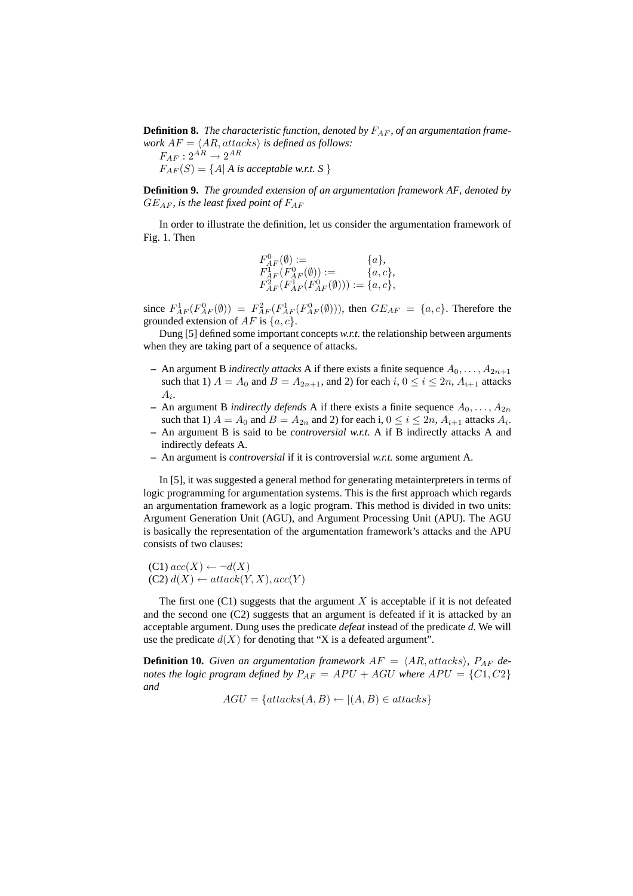**Definition 8.** *The characteristic function, denoted by $F_{AF}$, of an argumentation framework $AF = \langle AR, attacks \rangle$ is defined as follows:*
$F_{AF} : 2^{AR} \rightarrow 2^{AR}$
$F_{AF}(S) = \{A |$ *A is acceptable w.r.t. S* $\}$

**Definition 9.** *The grounded extension of an argumentation framework AF, denoted by $GE_{AF}$, is the least fixed point of $F_{AF}$*

In order to illustrate the definition, let us consider the argumentation framework of Fig. 1. Then

$$\begin{array}{ll} F^0_{AF}(\emptyset) := & \{a\}, \\ F^1_{AF}(F^0_{AF}(\emptyset)) := & \{a, c\}, \\ F^2_{AF}(F^1_{AF}(F^0_{AF}(\emptyset))) := & \{a, c\}, \end{array}$$

since $F^1_{AF}(F^0_{AF}(\emptyset)) = F^2_{AF}(F^1_{AF}(F^0_{AF}(\emptyset)))$, then $GE_{AF} = \{a, c\}$. Therefore the grounded extension of $AF$ is $\{a, c\}$.

Dung [5] defined some important concepts *w.r.t.* the relationship between arguments when they are taking part of a sequence of attacks.

- An argument B *indirectly attacks* A if there exists a finite sequence $A_0, \ldots, A_{2n+1}$ such that 1) $A = A_0$ and $B = A_{2n+1}$, and 2) for each $i$, $0 \leq i \leq 2n$, $A_{i+1}$ attacks $A_i$.
- An argument B *indirectly defends* A if there exists a finite sequence $A_0, \ldots, A_{2n}$ such that 1) $A = A_0$ and $B = A_{2n}$ and 2) for each i, $0 \leq i \leq 2n$, $A_{i+1}$ attacks $A_i$.
- An argument B is said to be *controversial w.r.t.* A if B indirectly attacks A and indirectly defeats A.
- An argument is *controversial* if it is controversial *w.r.t.* some argument A.

In [5], it was suggested a general method for generating metainterpreters in terms of logic programming for argumentation systems. This is the first approach which regards an argumentation framework as a logic program. This method is divided in two units: Argument Generation Unit (AGU), and Argument Processing Unit (APU). The AGU is basically the representation of the argumentation framework's attacks and the APU consists of two clauses:

(C1) $acc(X) \leftarrow \neg d(X)$
(C2) $d(X) \leftarrow attack(Y, X), acc(Y)$

The first one (C1) suggests that the argument $X$ is acceptable if it is not defeated and the second one (C2) suggests that an argument is defeated if it is attacked by an acceptable argument. Dung uses the predicate *defeat* instead of the predicate *d*. We will use the predicate $d(X)$ for denoting that "X is a defeated argument".

**Definition 10.** *Given an argumentation framework $AF = \langle AR, attacks \rangle$, $P_{AF}$ denotes the logic program defined by $P_{AF} = APU + AGU$ where $APU = \{C1, C2\}$ and*

$$AGU = \{attacks(A, B) \leftarrow |(A, B) \in attacks\}$$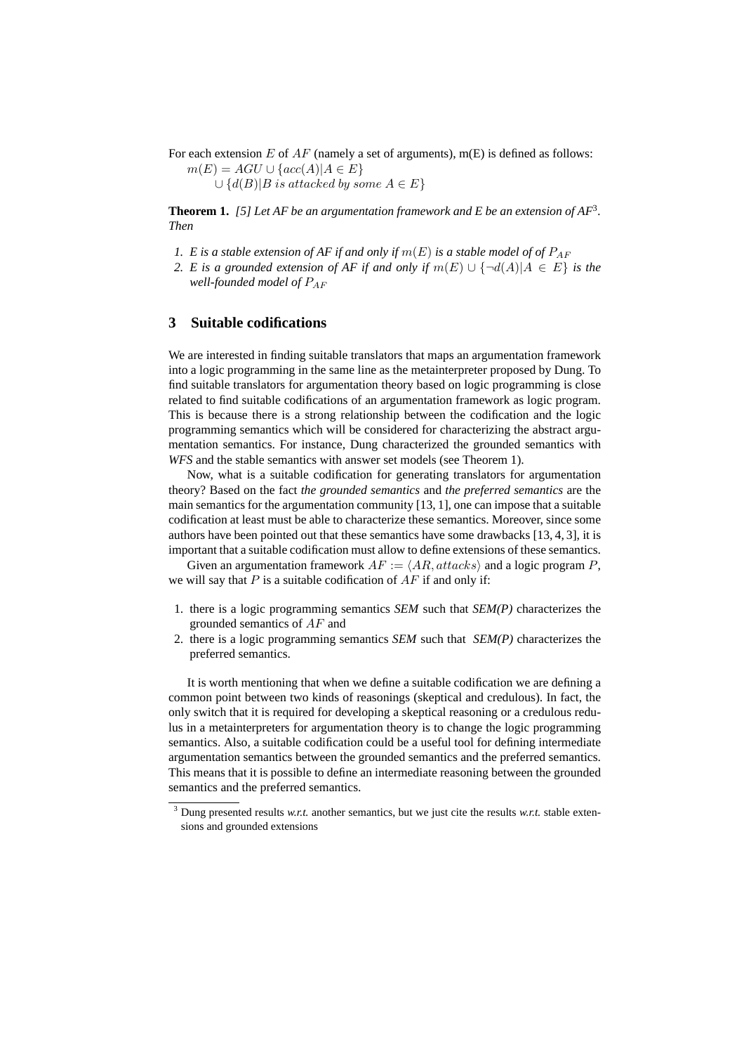For each extension $E$ of $AF$ (namely a set of arguments), m(E) is defined as follows:

$$m(E) = AGU \cup \{acc(A) | A \in E\}$$
$$\cup \{d(B) | B \textit{ is attacked by some } A \in E\}$$

**Theorem 1.** *[5] Let AF be an argumentation framework and E be an extension of AF*[3]*. Then*

1. *E is a stable extension of AF if and only if $m(E)$ is a stable model of of $P_{AF}$*
2. *E is a grounded extension of AF if and only if $m(E) \cup \{\neg d(A) | A \in E\}$ is the well-founded model of $P_{AF}$*

## 3 Suitable codifications

We are interested in finding suitable translators that maps an argumentation framework into a logic programming in the same line as the metainterpreter proposed by Dung. To find suitable translators for argumentation theory based on logic programming is close related to find suitable codifications of an argumentation framework as logic program. This is because there is a strong relationship between the codification and the logic programming semantics which will be considered for characterizing the abstract argumentation semantics. For instance, Dung characterized the grounded semantics with *WFS* and the stable semantics with answer set models (see Theorem 1).

Now, what is a suitable codification for generating translators for argumentation theory? Based on the fact *the grounded semantics* and *the preferred semantics* are the main semantics for the argumentation community [13, 1], one can impose that a suitable codification at least must be able to characterize these semantics. Moreover, since some authors have been pointed out that these semantics have some drawbacks [13, 4, 3], it is important that a suitable codification must allow to define extensions of these semantics.

Given an argumentation framework $AF := \langle AR, attacks \rangle$ and a logic program $P$, we will say that $P$ is a suitable codification of $AF$ if and only if:

1. there is a logic programming semantics *SEM* such that *SEM(P)* characterizes the grounded semantics of $AF$ and
2. there is a logic programming semantics *SEM* such that *SEM(P)* characterizes the preferred semantics.

It is worth mentioning that when we define a suitable codification we are defining a common point between two kinds of reasonings (skeptical and credulous). In fact, the only switch that it is required for developing a skeptical reasoning or a credulous redulus in a metainterpreters for argumentation theory is to change the logic programming semantics. Also, a suitable codification could be a useful tool for defining intermediate argumentation semantics between the grounded semantics and the preferred semantics. This means that it is possible to define an intermediate reasoning between the grounded semantics and the preferred semantics.

[3] Dung presented results *w.r.t.* another semantics, but we just cite the results *w.r.t.* stable extensions and grounded extensions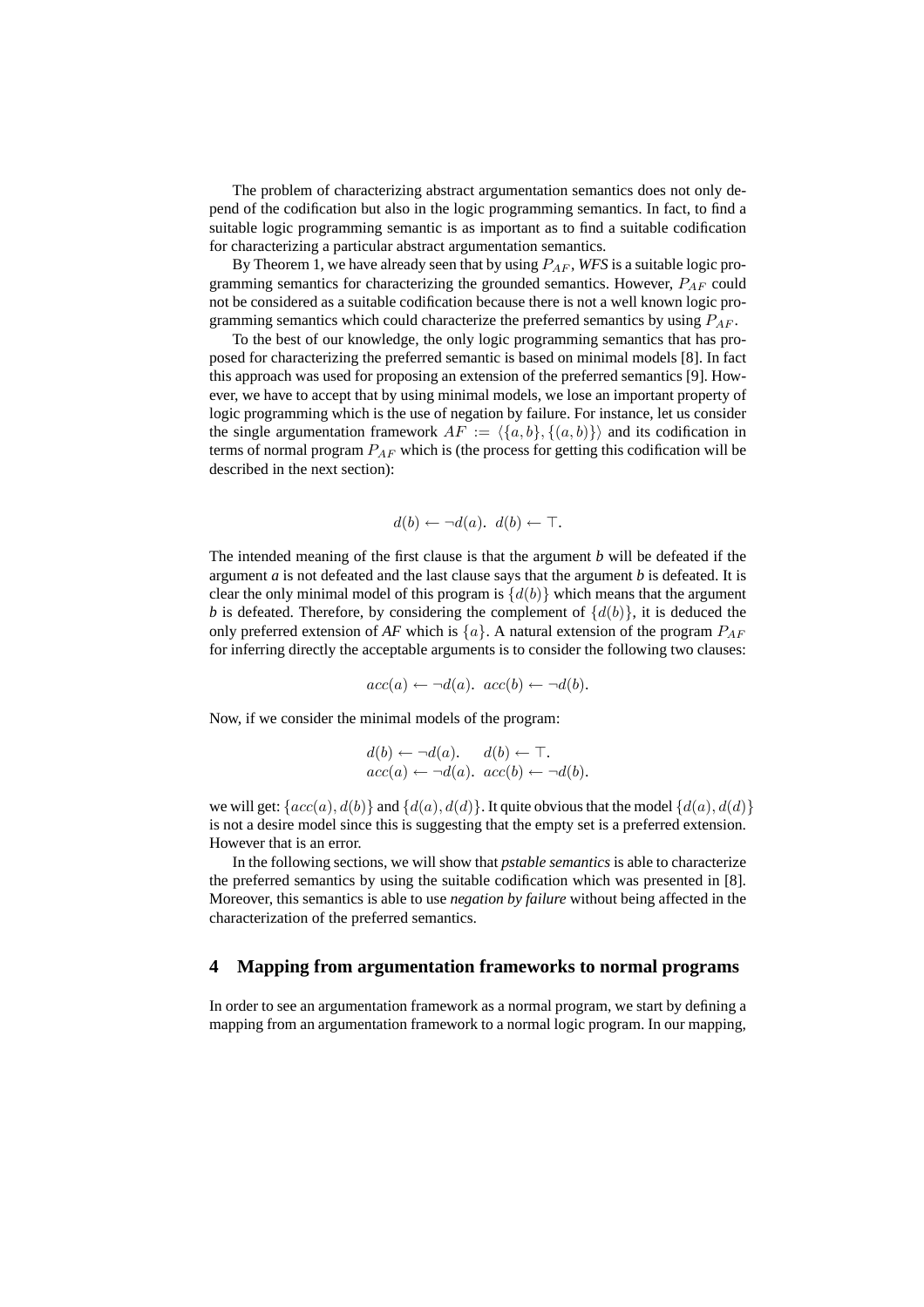The problem of characterizing abstract argumentation semantics does not only depend of the codification but also in the logic programming semantics. In fact, to find a suitable logic programming semantic is as important as to find a suitable codification for characterizing a particular abstract argumentation semantics.

By Theorem 1, we have already seen that by using $P_{AF}$, *WFS* is a suitable logic programming semantics for characterizing the grounded semantics. However, $P_{AF}$ could not be considered as a suitable codification because there is not a well known logic programming semantics which could characterize the preferred semantics by using $P_{AF}$.

To the best of our knowledge, the only logic programming semantics that has proposed for characterizing the preferred semantic is based on minimal models [8]. In fact this approach was used for proposing an extension of the preferred semantics [9]. However, we have to accept that by using minimal models, we lose an important property of logic programming which is the use of negation by failure. For instance, let us consider the single argumentation framework $AF := \langle \{a, b\}, \{(a, b)\} \rangle$ and its codification in terms of normal program $P_{AF}$ which is (the process for getting this codification will be described in the next section):

$$d(b) \leftarrow \neg d(a). \;\; d(b) \leftarrow \top.$$

The intended meaning of the first clause is that the argument *b* will be defeated if the argument *a* is not defeated and the last clause says that the argument *b* is defeated. It is clear the only minimal model of this program is $\{d(b)\}$ which means that the argument *b* is defeated. Therefore, by considering the complement of $\{d(b)\}$, it is deduced the only preferred extension of *AF* which is $\{a\}$. A natural extension of the program $P_{AF}$ for inferring directly the acceptable arguments is to consider the following two clauses:

$$acc(a) \leftarrow \neg d(a). \;\; acc(b) \leftarrow \neg d(b).$$

Now, if we consider the minimal models of the program:

$$\begin{array}{ll} d(b) \leftarrow \neg d(a). & d(b) \leftarrow \top. \\ acc(a) \leftarrow \neg d(a). & acc(b) \leftarrow \neg d(b). \end{array}$$

we will get: $\{acc(a), d(b)\}$ and $\{d(a), d(d)\}$. It quite obvious that the model $\{d(a), d(d)\}$ is not a desire model since this is suggesting that the empty set is a preferred extension. However that is an error.

In the following sections, we will show that *pstable semantics* is able to characterize the preferred semantics by using the suitable codification which was presented in [8]. Moreover, this semantics is able to use *negation by failure* without being affected in the characterization of the preferred semantics.

## 4 Mapping from argumentation frameworks to normal programs

In order to see an argumentation framework as a normal program, we start by defining a mapping from an argumentation framework to a normal logic program. In our mapping,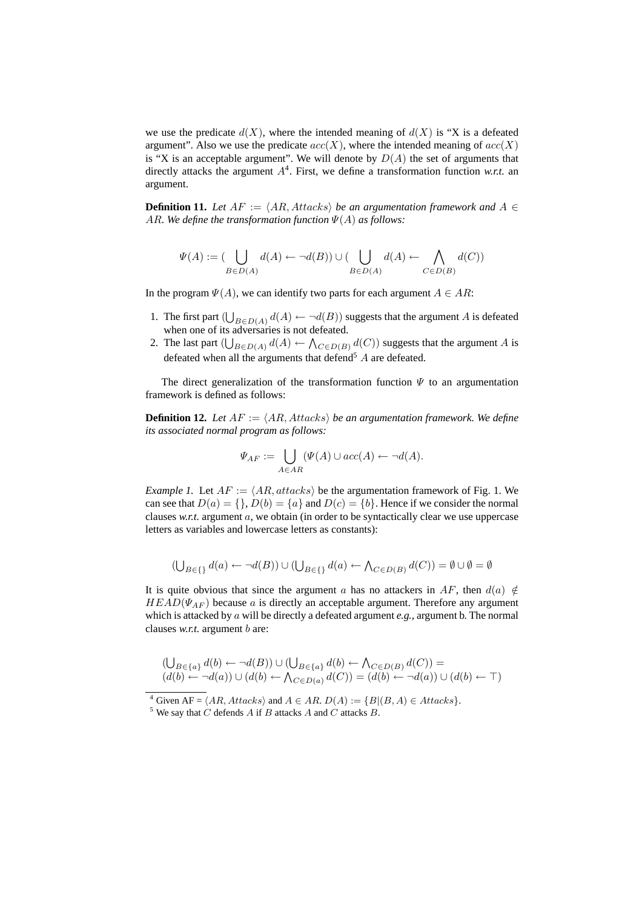we use the predicate $d(X)$, where the intended meaning of $d(X)$ is "X is a defeated argument". Also we use the predicate $acc(X)$, where the intended meaning of $acc(X)$ is "X is an acceptable argument". We will denote by $D(A)$ the set of arguments that directly attacks the argument $A$[4]. First, we define a transformation function *w.r.t.* an argument.

**Definition 11.** *Let $AF := \langle AR, Attacks \rangle$ be an argumentation framework and $A \in AR$. We define the transformation function $\Psi(A)$ as follows:*

$$\Psi(A) := (\bigcup_{B \in D(A)} d(A) \leftarrow \neg d(B)) \cup (\bigcup_{B \in D(A)} d(A) \leftarrow \bigwedge_{C \in D(B)} d(C))$$

In the program $\Psi(A)$, we can identify two parts for each argument $A \in AR$:

1. The first part $(\bigcup_{B \in D(A)} d(A) \leftarrow \neg d(B))$ suggests that the argument $A$ is defeated when one of its adversaries is not defeated.
2. The last part $(\bigcup_{B \in D(A)} d(A) \leftarrow \bigwedge_{C \in D(B)} d(C))$ suggests that the argument $A$ is defeated when all the arguments that defend[5] $A$ are defeated.

The direct generalization of the transformation function $\Psi$ to an argumentation framework is defined as follows:

**Definition 12.** *Let $AF := \langle AR, Attacks \rangle$ be an argumentation framework. We define its associated normal program as follows:*

$$\Psi_{AF} := \bigcup_{A \in AR} (\Psi(A) \cup acc(A) \leftarrow \neg d(A).$$

*Example 1.* Let $AF := \langle AR, attacks \rangle$ be the argumentation framework of Fig. 1. We can see that $D(a) = \{\}$, $D(b) = \{a\}$ and $D(c) = \{b\}$. Hence if we consider the normal clauses *w.r.t.* argument $a$, we obtain (in order to be syntactically clear we use uppercase letters as variables and lowercase letters as constants):

$$(\bigcup_{B \in \{\}} d(a) \leftarrow \neg d(B)) \cup (\bigcup_{B \in \{\}} d(a) \leftarrow \bigwedge_{C \in D(B)} d(C)) = \emptyset \cup \emptyset = \emptyset$$

It is quite obvious that since the argument $a$ has no attackers in $AF$, then $d(a) \notin HEAD(\Psi_{AF})$ because $a$ is directly an acceptable argument. Therefore any argument which is attacked by $a$ will be directly a defeated argument *e.g.*, argument b. The normal clauses *w.r.t.* argument $b$ are:

$$\begin{aligned}
&(\bigcup_{B \in \{a\}} d(b) \leftarrow \neg d(B)) \cup (\bigcup_{B \in \{a\}} d(b) \leftarrow \bigwedge_{C \in D(B)} d(C)) = \\
&(d(b) \leftarrow \neg d(a)) \cup (d(b) \leftarrow \bigwedge_{C \in D(a)} d(C)) = (d(b) \leftarrow \neg d(a)) \cup (d(b) \leftarrow \top)
\end{aligned}$$

---

[4] Given AF = $\langle AR, Attacks \rangle$ and $A \in AR$. $D(A) := \{B | (B, A) \in Attacks\}$.

[5] We say that $C$ defends $A$ if $B$ attacks $A$ and $C$ attacks $B$.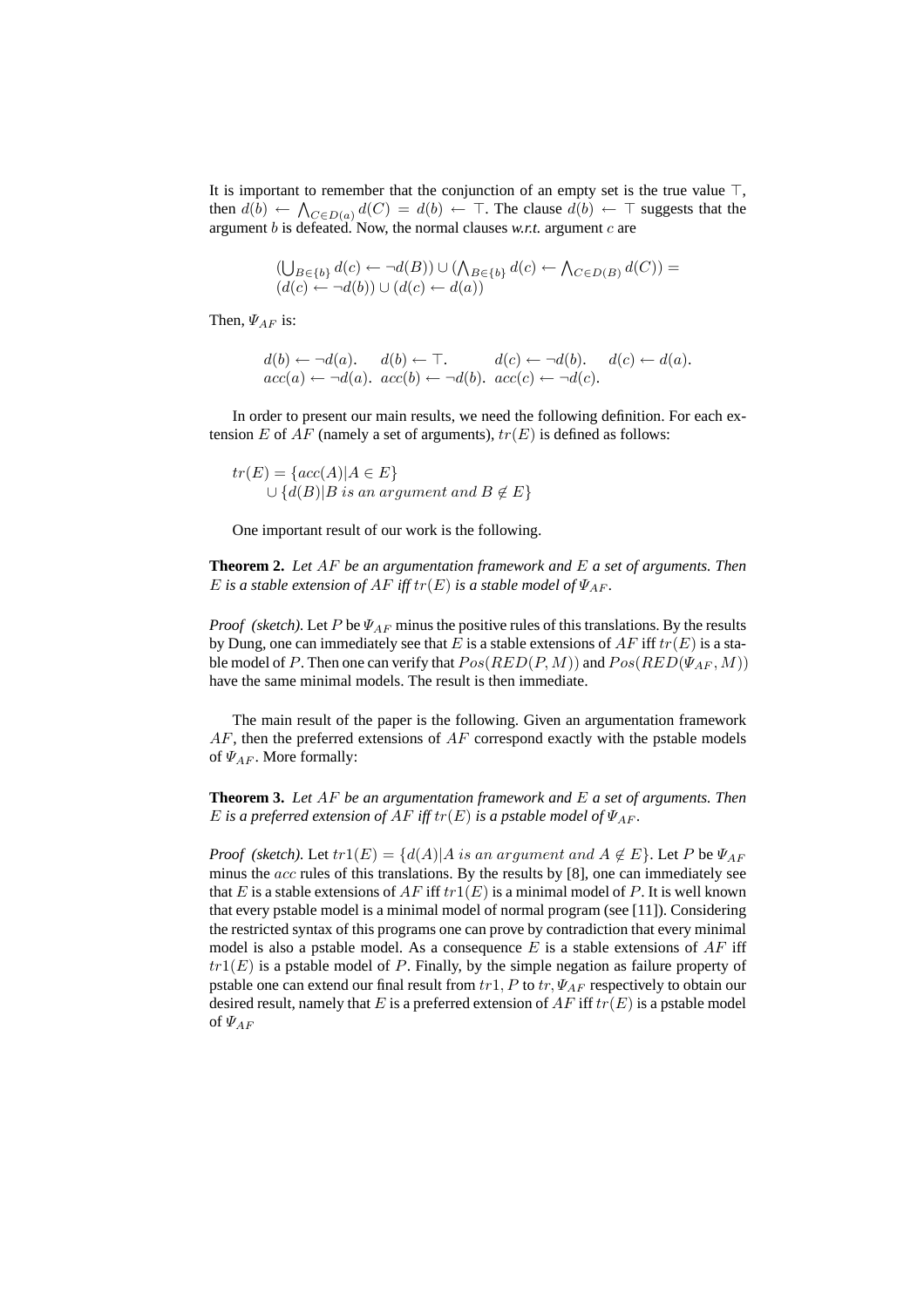It is important to remember that the conjunction of an empty set is the true value $\top$, then $d(b) \leftarrow \bigwedge_{C \in D(a)} d(C) = d(b) \leftarrow \top$. The clause $d(b) \leftarrow \top$ suggests that the argument $b$ is defeated. Now, the normal clauses *w.r.t.* argument $c$ are

$$
\begin{aligned}
&(\bigcup_{B \in \{b\}} d(c) \leftarrow \neg d(B)) \cup (\bigwedge_{B \in \{b\}} d(c) \leftarrow \bigwedge_{C \in D(B)} d(C)) = \\
&(d(c) \leftarrow \neg d(b)) \cup (d(c) \leftarrow d(a))
\end{aligned}
$$

Then, $\Psi_{AF}$ is:

$$
\begin{array}{llll}
d(b) \leftarrow \neg d(a). & d(b) \leftarrow \top. & d(c) \leftarrow \neg d(b). & d(c) \leftarrow d(a). \\
acc(a) \leftarrow \neg d(a). & acc(b) \leftarrow \neg d(b). & acc(c) \leftarrow \neg d(c). &
\end{array}
$$

In order to present our main results, we need the following definition. For each extension $E$ of $AF$ (namely a set of arguments), $tr(E)$ is defined as follows:

$$
\begin{aligned}
tr(E) = &\{acc(A) | A \in E\} \\
&\cup \{d(B) | B \; is \; an \; argument \; and \; B \notin E\}
\end{aligned}
$$

One important result of our work is the following.

**Theorem 2.** *Let $AF$ be an argumentation framework and $E$ a set of arguments. Then $E$ is a stable extension of $AF$ iff $tr(E)$ is a stable model of $\Psi_{AF}$.*

*Proof (sketch).* Let $P$ be $\Psi_{AF}$ minus the positive rules of this translations. By the results by Dung, one can immediately see that $E$ is a stable extensions of $AF$ iff $tr(E)$ is a stable model of $P$. Then one can verify that $Pos(RED(P, M))$ and $Pos(RED(\Psi_{AF}, M))$ have the same minimal models. The result is then immediate.

The main result of the paper is the following. Given an argumentation framework $AF$, then the preferred extensions of $AF$ correspond exactly with the pstable models of $\Psi_{AF}$. More formally:

**Theorem 3.** *Let $AF$ be an argumentation framework and $E$ a set of arguments. Then $E$ is a preferred extension of $AF$ iff $tr(E)$ is a pstable model of $\Psi_{AF}$.*

*Proof (sketch).* Let $tr1(E) = \{d(A) | A \; is \; an \; argument \; and \; A \notin E\}$. Let $P$ be $\Psi_{AF}$ minus the $acc$ rules of this translations. By the results by [8], one can immediately see that $E$ is a stable extensions of $AF$ iff $tr1(E)$ is a minimal model of $P$. It is well known that every pstable model is a minimal model of normal program (see [11]). Considering the restricted syntax of this programs one can prove by contradiction that every minimal model is also a pstable model. As a consequence $E$ is a stable extensions of $AF$ iff $tr1(E)$ is a pstable model of $P$. Finally, by the simple negation as failure property of pstable one can extend our final result from $tr1, P$ to $tr, \Psi_{AF}$ respectively to obtain our desired result, namely that $E$ is a preferred extension of $AF$ iff $tr(E)$ is a pstable model of $\Psi_{AF}$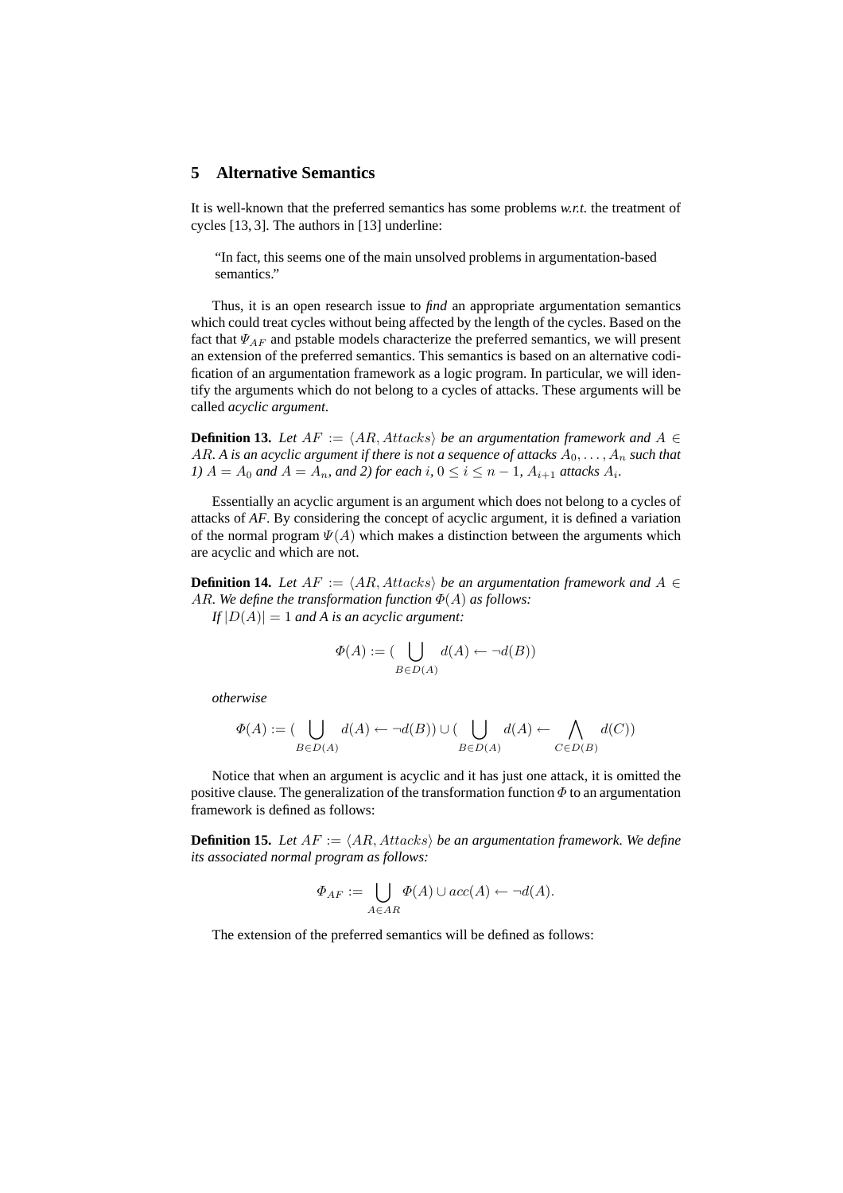## 5 Alternative Semantics

It is well-known that the preferred semantics has some problems *w.r.t.* the treatment of cycles [13, 3]. The authors in [13] underline:

> "In fact, this seems one of the main unsolved problems in argumentation-based semantics."

Thus, it is an open research issue to *find* an appropriate argumentation semantics which could treat cycles without being affected by the length of the cycles. Based on the fact that $\Psi_{AF}$ and pstable models characterize the preferred semantics, we will present an extension of the preferred semantics. This semantics is based on an alternative codification of an argumentation framework as a logic program. In particular, we will identify the arguments which do not belong to a cycles of attacks. These arguments will be called *acyclic argument*.

**Definition 13.** *Let $AF := \langle AR, Attacks\rangle$ be an argumentation framework and $A \in AR$. A is an acyclic argument if there is not a sequence of attacks $A_0, \ldots, A_n$ such that 1) $A = A_0$ and $A = A_n$, and 2) for each $i$, $0 \leq i \leq n-1$, $A_{i+1}$ attacks $A_i$.*

Essentially an acyclic argument is an argument which does not belong to a cycles of attacks of *AF*. By considering the concept of acyclic argument, it is defined a variation of the normal program $\Psi(A)$ which makes a distinction between the arguments which are acyclic and which are not.

**Definition 14.** *Let $AF := \langle AR, Attacks\rangle$ be an argumentation framework and $A \in AR$. We define the transformation function $\Phi(A)$ as follows:*
*If $|D(A)| = 1$ and A is an acyclic argument:*

$$\Phi(A) := (\bigcup_{B \in D(A)} d(A) \leftarrow \neg d(B))$$

*otherwise*

$$\Phi(A) := (\bigcup_{B \in D(A)} d(A) \leftarrow \neg d(B)) \cup (\bigcup_{B \in D(A)} d(A) \leftarrow \bigwedge_{C \in D(B)} d(C))$$

Notice that when an argument is acyclic and it has just one attack, it is omitted the positive clause. The generalization of the transformation function $\Phi$ to an argumentation framework is defined as follows:

**Definition 15.** *Let $AF := \langle AR, Attacks\rangle$ be an argumentation framework. We define its associated normal program as follows:*

$$\Phi_{AF} := \bigcup_{A \in AR} \Phi(A) \cup acc(A) \leftarrow \neg d(A).$$

The extension of the preferred semantics will be defined as follows: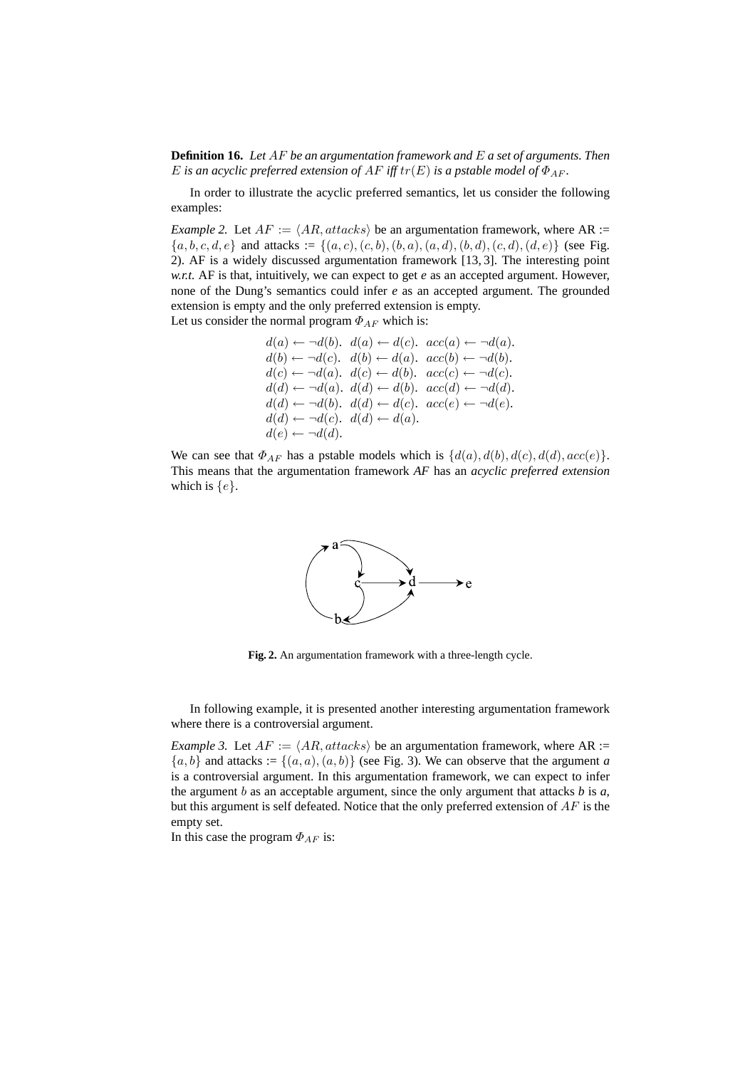**Definition 16.** *Let $AF$ be an argumentation framework and $E$ a set of arguments. Then $E$ is an acyclic preferred extension of $AF$ iff $tr(E)$ is a pstable model of $\Phi_{AF}$.*

In order to illustrate the acyclic preferred semantics, let us consider the following examples:

*Example 2.* Let $AF := \langle AR, attacks \rangle$ be an argumentation framework, where AR := $\{a, b, c, d, e\}$ and attacks := $\{(a, c), (c, b), (b, a), (a, d), (b, d), (c, d), (d, e)\}$ (see Fig. 2). AF is a widely discussed argumentation framework [13, 3]. The interesting point *w.r.t.* AF is that, intuitively, we can expect to get *e* as an accepted argument. However, none of the Dung's semantics could infer *e* as an accepted argument. The grounded extension is empty and the only preferred extension is empty.
Let us consider the normal program $\Phi_{AF}$ which is:

$$
\begin{array}{lll}
d(a) \leftarrow \neg d(b). & d(a) \leftarrow d(c). & acc(a) \leftarrow \neg d(a). \\
d(b) \leftarrow \neg d(c). & d(b) \leftarrow d(a). & acc(b) \leftarrow \neg d(b). \\
d(c) \leftarrow \neg d(a). & d(c) \leftarrow d(b). & acc(c) \leftarrow \neg d(c). \\
d(d) \leftarrow \neg d(a). & d(d) \leftarrow d(b). & acc(d) \leftarrow \neg d(d). \\
d(d) \leftarrow \neg d(b). & d(d) \leftarrow d(c). & acc(e) \leftarrow \neg d(e). \\
d(d) \leftarrow \neg d(c). & d(d) \leftarrow d(a). & \\
d(e) \leftarrow \neg d(d). & &
\end{array}
$$

We can see that $\Phi_{AF}$ has a pstable models which is $\{d(a), d(b), d(c), d(d), acc(e)\}$. This means that the argumentation framework *AF* has an *acyclic preferred extension* which is $\{e\}$.

**Fig. 2.** An argumentation framework with a three-length cycle.

In following example, it is presented another interesting argumentation framework where there is a controversial argument.

*Example 3.* Let $AF := \langle AR, attacks \rangle$ be an argumentation framework, where AR := $\{a, b\}$ and attacks := $\{(a, a), (a, b)\}$ (see Fig. 3). We can observe that the argument *a* is a controversial argument. In this argumentation framework, we can expect to infer the argument $b$ as an acceptable argument, since the only argument that attacks *b* is *a*, but this argument is self defeated. Notice that the only preferred extension of $AF$ is the empty set.
In this case the program $\Phi_{AF}$ is: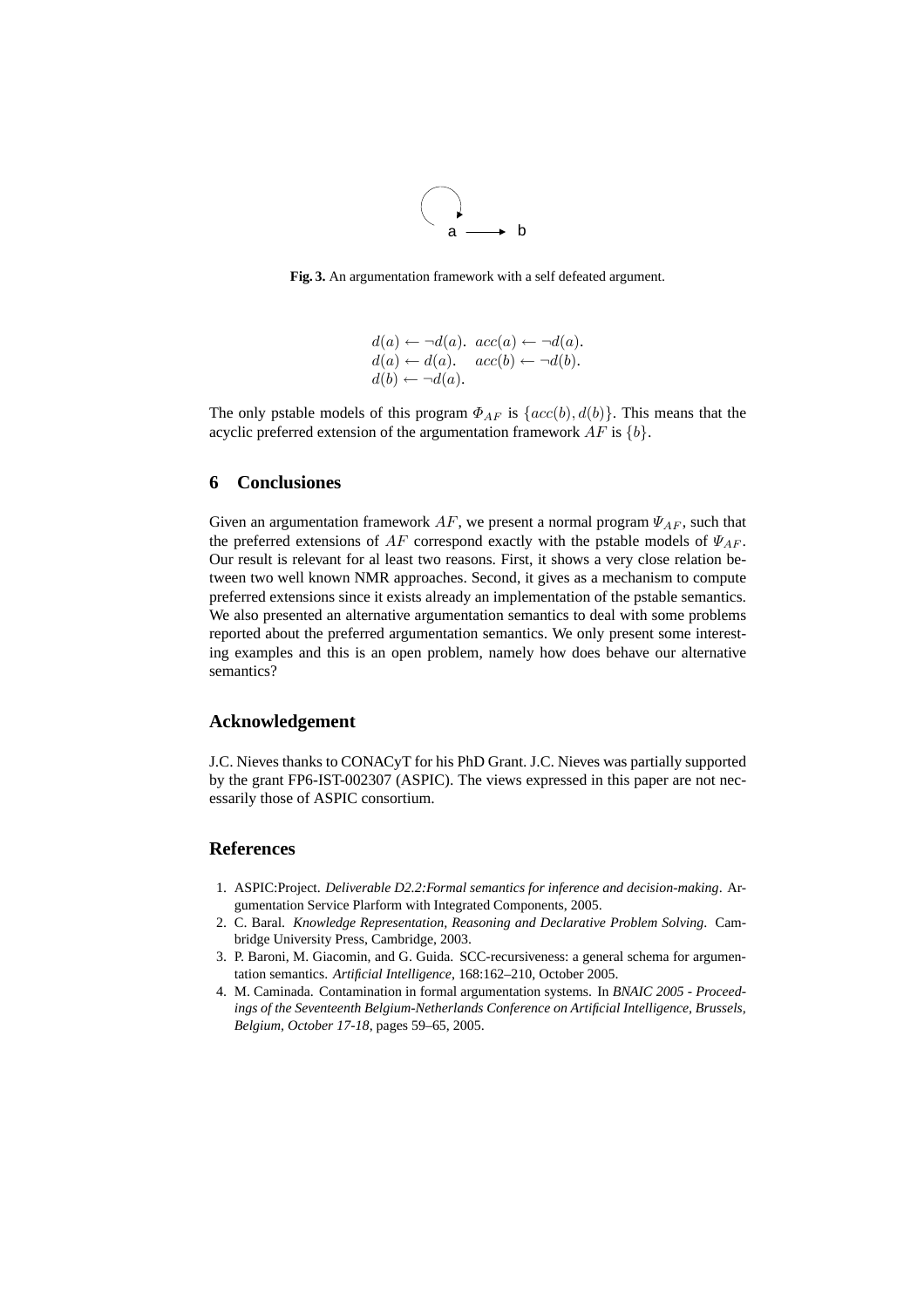Fig. 3. An argumentation framework with a self defeated argument.

$$
\begin{array}{ll}
d(a) \leftarrow \neg d(a). & acc(a) \leftarrow \neg d(a). \\
d(a) \leftarrow d(a). & acc(b) \leftarrow \neg d(b). \\
d(b) \leftarrow \neg d(a). &
\end{array}
$$

The only pstable models of this program $\Phi_{AF}$ is $\{acc(b), d(b)\}$. This means that the acyclic preferred extension of the argumentation framework $AF$ is $\{b\}$.

## 6 Conclusiones

Given an argumentation framework $AF$, we present a normal program $\Psi_{AF}$, such that the preferred extensions of $AF$ correspond exactly with the pstable models of $\Psi_{AF}$. Our result is relevant for al least two reasons. First, it shows a very close relation between two well known NMR approaches. Second, it gives as a mechanism to compute preferred extensions since it exists already an implementation of the pstable semantics. We also presented an alternative argumentation semantics to deal with some problems reported about the preferred argumentation semantics. We only present some interesting examples and this is an open problem, namely how does behave our alternative semantics?

## Acknowledgement

J.C. Nieves thanks to CONACyT for his PhD Grant. J.C. Nieves was partially supported by the grant FP6-IST-002307 (ASPIC). The views expressed in this paper are not necessarily those of ASPIC consortium.

## References

1. ASPIC:Project. *Deliverable D2.2:Formal semantics for inference and decision-making*. Argumentation Service Plarform with Integrated Components, 2005.
2. C. Baral. *Knowledge Representation, Reasoning and Declarative Problem Solving*. Cambridge University Press, Cambridge, 2003.
3. P. Baroni, M. Giacomin, and G. Guida. SCC-recursiveness: a general schema for argumentation semantics. *Artificial Intelligence*, 168:162–210, October 2005.
4. M. Caminada. Contamination in formal argumentation systems. In *BNAIC 2005 - Proceedings of the Seventeenth Belgium-Netherlands Conference on Artificial Intelligence, Brussels, Belgium, October 17-18*, pages 59–65, 2005.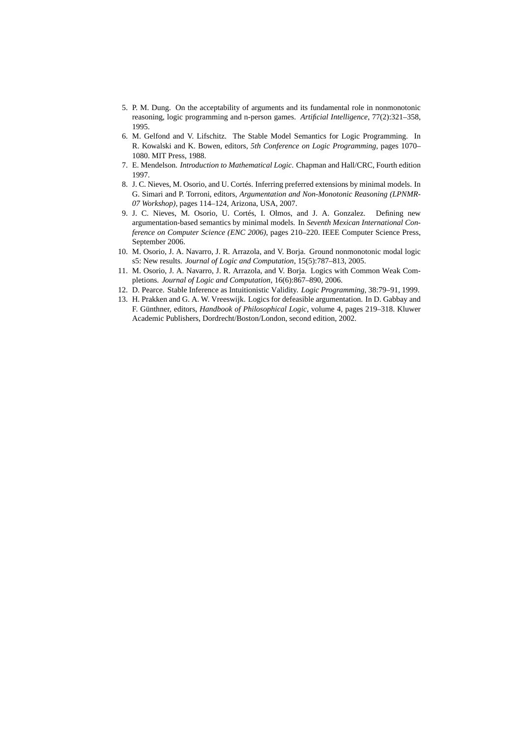5. P. M. Dung. On the acceptability of arguments and its fundamental role in nonmonotonic reasoning, logic programming and n-person games. *Artificial Intelligence*, 77(2):321–358, 1995.
6. M. Gelfond and V. Lifschitz. The Stable Model Semantics for Logic Programming. In R. Kowalski and K. Bowen, editors, *5th Conference on Logic Programming*, pages 1070–1080. MIT Press, 1988.
7. E. Mendelson. *Introduction to Mathematical Logic*. Chapman and Hall/CRC, Fourth edition 1997.
8. J. C. Nieves, M. Osorio, and U. Cortés. Inferring preferred extensions by minimal models. In G. Simari and P. Torroni, editors, *Argumentation and Non-Monotonic Reasoning (LPNMR-07 Workshop)*, pages 114–124, Arizona, USA, 2007.
9. J. C. Nieves, M. Osorio, U. Cortés, I. Olmos, and J. A. Gonzalez. Defining new argumentation-based semantics by minimal models. In *Seventh Mexican International Conference on Computer Science (ENC 2006)*, pages 210–220. IEEE Computer Science Press, September 2006.
10. M. Osorio, J. A. Navarro, J. R. Arrazola, and V. Borja. Ground nonmonotonic modal logic s5: New results. *Journal of Logic and Computation*, 15(5):787–813, 2005.
11. M. Osorio, J. A. Navarro, J. R. Arrazola, and V. Borja. Logics with Common Weak Completions. *Journal of Logic and Computation*, 16(6):867–890, 2006.
12. D. Pearce. Stable Inference as Intuitionistic Validity. *Logic Programming*, 38:79–91, 1999.
13. H. Prakken and G. A. W. Vreeswijk. Logics for defeasible argumentation. In D. Gabbay and F. Günthner, editors, *Handbook of Philosophical Logic*, volume 4, pages 219–318. Kluwer Academic Publishers, Dordrecht/Boston/London, second edition, 2002.